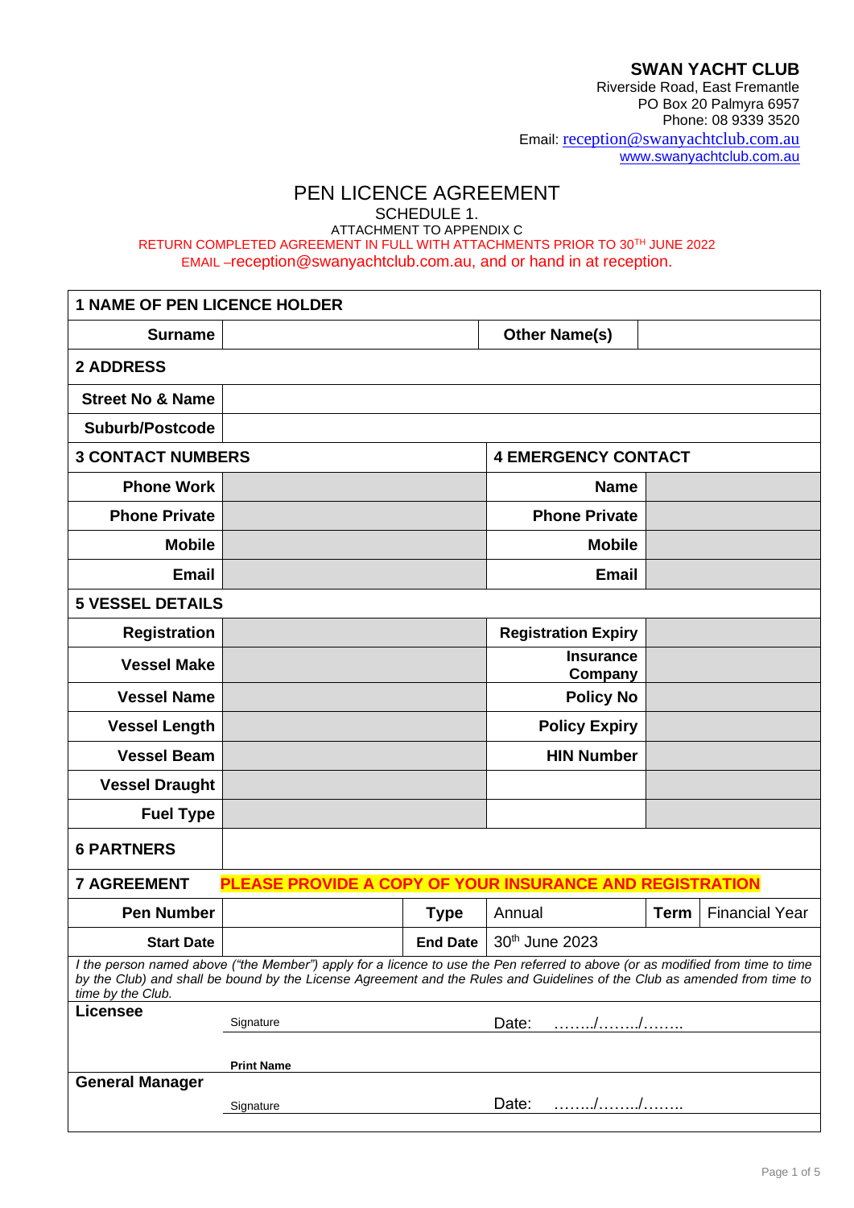**SWAN YACHT CLUB**
Riverside Road, East Fremantle
PO Box 20 Palmyra 6957
Phone: 08 9339 3520
Email: reception@swanyachtclub.com.au
www.swanyachtclub.com.au

# PEN LICENCE AGREEMENT

SCHEDULE 1.
ATTACHMENT TO APPENDIX C
RETURN COMPLETED AGREEMENT IN FULL WITH ATTACHMENTS PRIOR TO 30TH JUNE 2022
EMAIL –reception@swanyachtclub.com.au, and or hand in at reception.

| **1 NAME OF PEN LICENCE HOLDER** | | | | | |
|---|---|---|---|---|---|
| **Surname** | | | **Other Name(s)** | | |
| **2 ADDRESS** | | | | | |
| **Street No & Name** | | | | | |
| **Suburb/Postcode** | | | | | |
| **3 CONTACT NUMBERS** | | | **4 EMERGENCY CONTACT** | | |
| **Phone Work** | | | **Name** | | |
| **Phone Private** | | | **Phone Private** | | |
| **Mobile** | | | **Mobile** | | |
| **Email** | | | **Email** | | |
| **5 VESSEL DETAILS** | | | | | |
| **Registration** | | | **Registration Expiry** | | |
| **Vessel Make** | | | **Insurance Company** | | |
| **Vessel Name** | | | **Policy No** | | |
| **Vessel Length** | | | **Policy Expiry** | | |
| **Vessel Beam** | | | **HIN Number** | | |
| **Vessel Draught** | | | | | |
| **Fuel Type** | | | | | |
| **6 PARTNERS** | | | | | |
| **7 AGREEMENT** | **PLEASE PROVIDE A COPY OF YOUR INSURANCE AND REGISTRATION** | | | | |
| **Pen Number** | | **Type** | Annual | **Term** | Financial Year |
| **Start Date** | | **End Date** | 30th June 2023 | | |

*I the person named above ("the Member") apply for a licence to use the Pen referred to above (or as modified from time to time by the Club) and shall be bound by the License Agreement and the Rules and Guidelines of the Club as amended from time to time by the Club.*

**Licensee**

Signature ______________________ Date: ……../……../……..

**Print Name** ______________________

**General Manager**

Signature ______________________ Date: ……../……../……..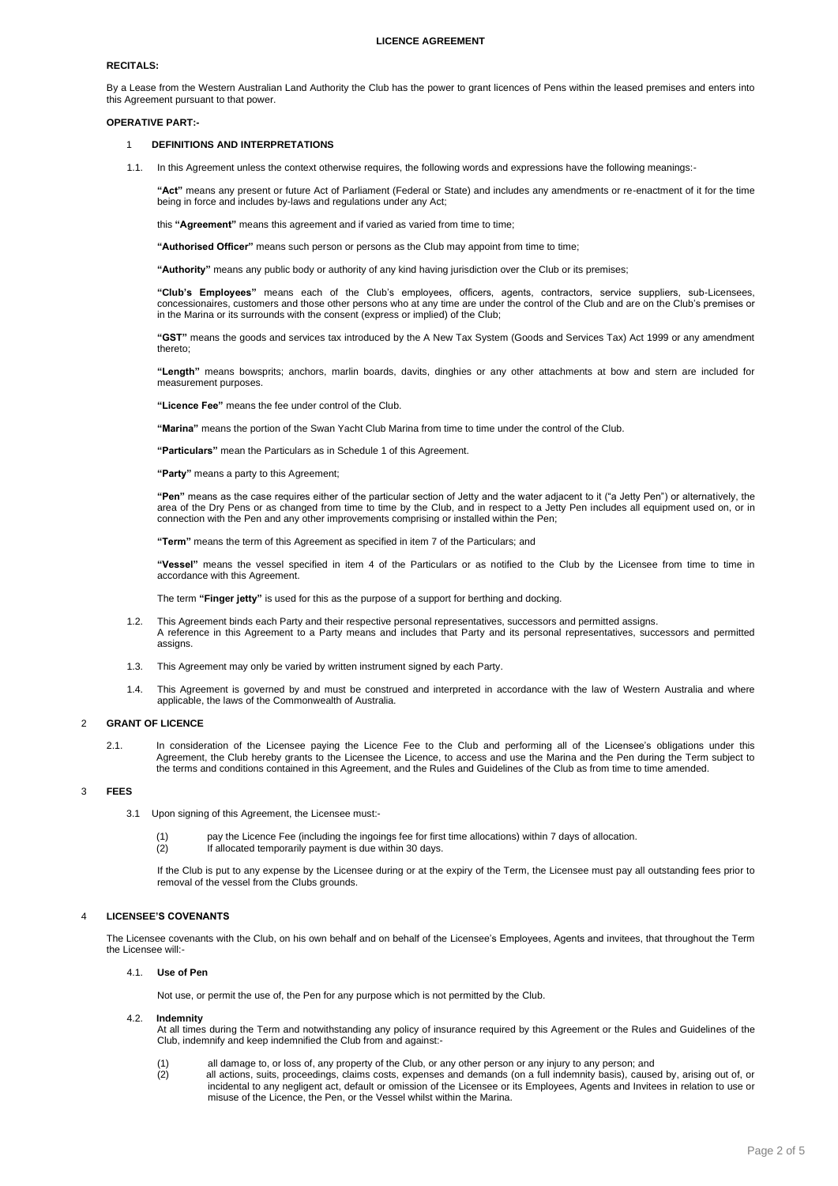# LICENCE AGREEMENT

**RECITALS:**

By a Lease from the Western Australian Land Authority the Club has the power to grant licences of Pens within the leased premises and enters into this Agreement pursuant to that power.

**OPERATIVE PART:-**

## 1 DEFINITIONS AND INTERPRETATIONS

1.1. In this Agreement unless the context otherwise requires, the following words and expressions have the following meanings:-

**"Act"** means any present or future Act of Parliament (Federal or State) and includes any amendments or re-enactment of it for the time being in force and includes by-laws and regulations under any Act;

this **"Agreement"** means this agreement and if varied as varied from time to time;

**"Authorised Officer"** means such person or persons as the Club may appoint from time to time;

**"Authority"** means any public body or authority of any kind having jurisdiction over the Club or its premises;

**"Club's Employees"** means each of the Club's employees, officers, agents, contractors, service suppliers, sub-Licensees, concessionaires, customers and those other persons who at any time are under the control of the Club and are on the Club's premises or in the Marina or its surrounds with the consent (express or implied) of the Club;

**"GST"** means the goods and services tax introduced by the A New Tax System (Goods and Services Tax) Act 1999 or any amendment thereto;

**"Length"** means bowsprits; anchors, marlin boards, davits, dinghies or any other attachments at bow and stern are included for measurement purposes.

**"Licence Fee"** means the fee under control of the Club.

**"Marina"** means the portion of the Swan Yacht Club Marina from time to time under the control of the Club.

**"Particulars"** mean the Particulars as in Schedule 1 of this Agreement.

**"Party"** means a party to this Agreement;

**"Pen"** means as the case requires either of the particular section of Jetty and the water adjacent to it ("a Jetty Pen") or alternatively, the area of the Dry Pens or as changed from time to time by the Club, and in respect to a Jetty Pen includes all equipment used on, or in connection with the Pen and any other improvements comprising or installed within the Pen;

**"Term"** means the term of this Agreement as specified in item 7 of the Particulars; and

**"Vessel"** means the vessel specified in item 4 of the Particulars or as notified to the Club by the Licensee from time to time in accordance with this Agreement.

The term **"Finger jetty"** is used for this as the purpose of a support for berthing and docking.

1.2. This Agreement binds each Party and their respective personal representatives, successors and permitted assigns.
A reference in this Agreement to a Party means and includes that Party and its personal representatives, successors and permitted assigns.

1.3. This Agreement may only be varied by written instrument signed by each Party.

1.4. This Agreement is governed by and must be construed and interpreted in accordance with the law of Western Australia and where applicable, the laws of the Commonwealth of Australia.

## 2 GRANT OF LICENCE

2.1. In consideration of the Licensee paying the Licence Fee to the Club and performing all of the Licensee's obligations under this Agreement, the Club hereby grants to the Licensee the Licence, to access and use the Marina and the Pen during the Term subject to the terms and conditions contained in this Agreement, and the Rules and Guidelines of the Club as from time to time amended.

## 3 FEES

3.1 Upon signing of this Agreement, the Licensee must:-

(1) pay the Licence Fee (including the ingoings fee for first time allocations) within 7 days of allocation.
(2) If allocated temporarily payment is due within 30 days.

If the Club is put to any expense by the Licensee during or at the expiry of the Term, the Licensee must pay all outstanding fees prior to removal of the vessel from the Clubs grounds.

## 4 LICENSEE'S COVENANTS

The Licensee covenants with the Club, on his own behalf and on behalf of the Licensee's Employees, Agents and invitees, that throughout the Term the Licensee will:-

### 4.1. Use of Pen

Not use, or permit the use of, the Pen for any purpose which is not permitted by the Club.

### 4.2. Indemnity

At all times during the Term and notwithstanding any policy of insurance required by this Agreement or the Rules and Guidelines of the Club, indemnify and keep indemnified the Club from and against:-

(1) all damage to, or loss of, any property of the Club, or any other person or any injury to any person; and
(2) all actions, suits, proceedings, claims costs, expenses and demands (on a full indemnity basis), caused by, arising out of, or incidental to any negligent act, default or omission of the Licensee or its Employees, Agents and Invitees in relation to use or misuse of the Licence, the Pen, or the Vessel whilst within the Marina.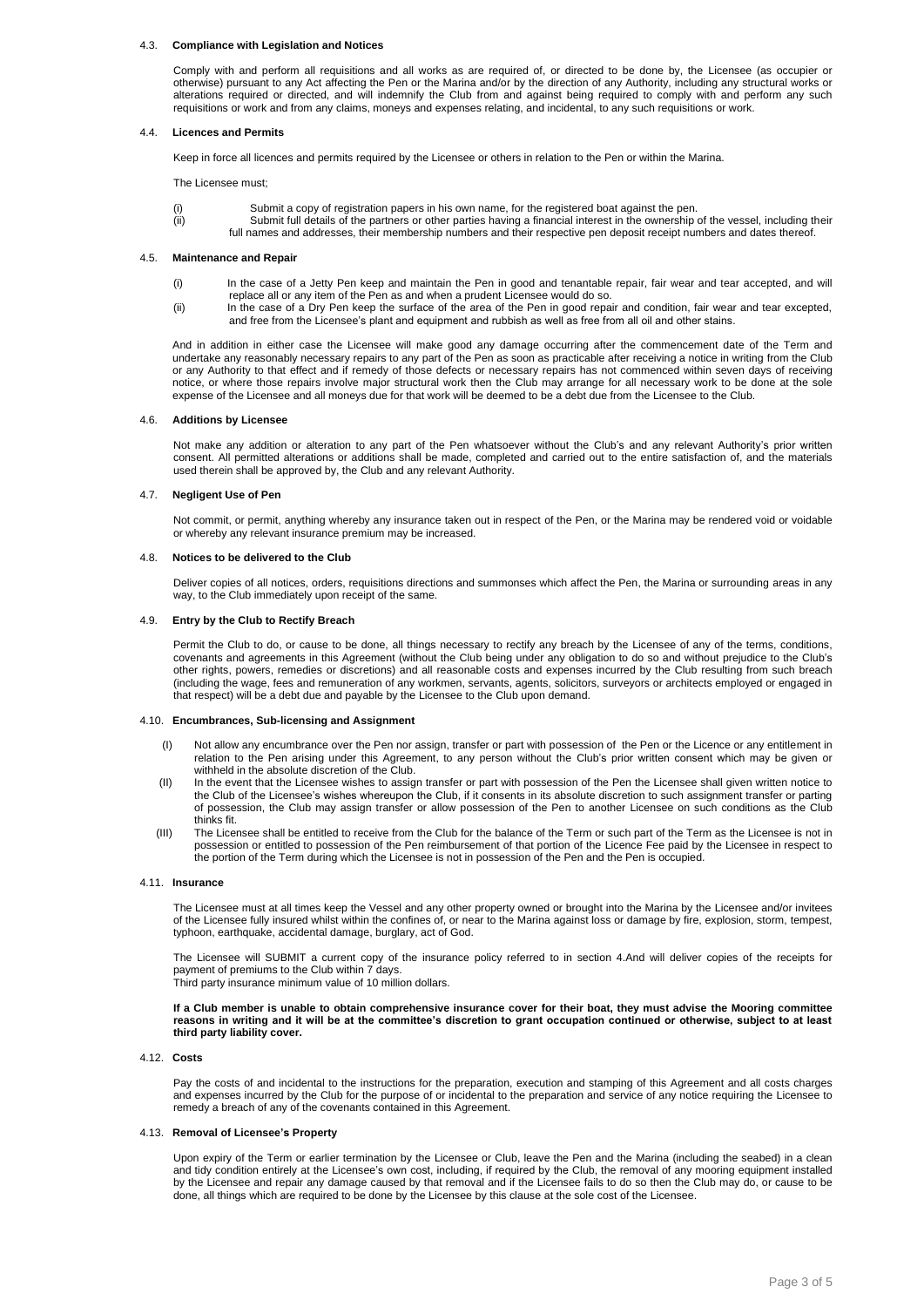### 4.3. Compliance with Legislation and Notices

Comply with and perform all requisitions and all works as are required of, or directed to be done by, the Licensee (as occupier or otherwise) pursuant to any Act affecting the Pen or the Marina and/or by the direction of any Authority, including any structural works or alterations required or directed, and will indemnify the Club from and against being required to comply with and perform any such requisitions or work and from any claims, moneys and expenses relating, and incidental, to any such requisitions or work.

### 4.4. Licences and Permits

Keep in force all licences and permits required by the Licensee or others in relation to the Pen or within the Marina.

The Licensee must;

(i) Submit a copy of registration papers in his own name, for the registered boat against the pen.

(ii) Submit full details of the partners or other parties having a financial interest in the ownership of the vessel, including their full names and addresses, their membership numbers and their respective pen deposit receipt numbers and dates thereof.

### 4.5. Maintenance and Repair

(i) In the case of a Jetty Pen keep and maintain the Pen in good and tenantable repair, fair wear and tear accepted, and will replace all or any item of the Pen as and when a prudent Licensee would do so.

(ii) In the case of a Dry Pen keep the surface of the area of the Pen in good repair and condition, fair wear and tear excepted, and free from the Licensee's plant and equipment and rubbish as well as free from all oil and other stains.

And in addition in either case the Licensee will make good any damage occurring after the commencement date of the Term and undertake any reasonably necessary repairs to any part of the Pen as soon as practicable after receiving a notice in writing from the Club or any Authority to that effect and if remedy of those defects or necessary repairs has not commenced within seven days of receiving notice, or where those repairs involve major structural work then the Club may arrange for all necessary work to be done at the sole expense of the Licensee and all moneys due for that work will be deemed to be a debt due from the Licensee to the Club.

### 4.6. Additions by Licensee

Not make any addition or alteration to any part of the Pen whatsoever without the Club's and any relevant Authority's prior written consent. All permitted alterations or additions shall be made, completed and carried out to the entire satisfaction of, and the materials used therein shall be approved by, the Club and any relevant Authority.

### 4.7. Negligent Use of Pen

Not commit, or permit, anything whereby any insurance taken out in respect of the Pen, or the Marina may be rendered void or voidable or whereby any relevant insurance premium may be increased.

### 4.8. Notices to be delivered to the Club

Deliver copies of all notices, orders, requisitions directions and summonses which affect the Pen, the Marina or surrounding areas in any way, to the Club immediately upon receipt of the same.

### 4.9. Entry by the Club to Rectify Breach

Permit the Club to do, or cause to be done, all things necessary to rectify any breach by the Licensee of any of the terms, conditions, covenants and agreements in this Agreement (without the Club being under any obligation to do so and without prejudice to the Club's other rights, powers, remedies or discretions) and all reasonable costs and expenses incurred by the Club resulting from such breach (including the wage, fees and remuneration of any workmen, servants, agents, solicitors, surveyors or architects employed or engaged in that respect) will be a debt due and payable by the Licensee to the Club upon demand.

### 4.10. Encumbrances, Sub-licensing and Assignment

(I) Not allow any encumbrance over the Pen nor assign, transfer or part with possession of the Pen or the Licence or any entitlement in relation to the Pen arising under this Agreement, to any person without the Club's prior written consent which may be given or withheld in the absolute discretion of the Club.

(II) In the event that the Licensee wishes to assign transfer or part with possession of the Pen the Licensee shall given written notice to the Club of the Licensee's wishes whereupon the Club, if it consents in its absolute discretion to such assignment transfer or parting of possession, the Club may assign transfer or allow possession of the Pen to another Licensee on such conditions as the Club thinks fit.

(III) The Licensee shall be entitled to receive from the Club for the balance of the Term or such part of the Term as the Licensee is not in possession or entitled to possession of the Pen reimbursement of that portion of the Licence Fee paid by the Licensee in respect to the portion of the Term during which the Licensee is not in possession of the Pen and the Pen is occupied.

### 4.11. Insurance

The Licensee must at all times keep the Vessel and any other property owned or brought into the Marina by the Licensee and/or invitees of the Licensee fully insured whilst within the confines of, or near to the Marina against loss or damage by fire, explosion, storm, tempest, typhoon, earthquake, accidental damage, burglary, act of God.

The Licensee will SUBMIT a current copy of the insurance policy referred to in section 4.And will deliver copies of the receipts for payment of premiums to the Club within 7 days.
Third party insurance minimum value of 10 million dollars.

**If a Club member is unable to obtain comprehensive insurance cover for their boat, they must advise the Mooring committee reasons in writing and it will be at the committee's discretion to grant occupation continued or otherwise, subject to at least third party liability cover.**

### 4.12. Costs

Pay the costs of and incidental to the instructions for the preparation, execution and stamping of this Agreement and all costs charges and expenses incurred by the Club for the purpose of or incidental to the preparation and service of any notice requiring the Licensee to remedy a breach of any of the covenants contained in this Agreement.

### 4.13. Removal of Licensee's Property

Upon expiry of the Term or earlier termination by the Licensee or Club, leave the Pen and the Marina (including the seabed) in a clean and tidy condition entirely at the Licensee's own cost, including, if required by the Club, the removal of any mooring equipment installed by the Licensee and repair any damage caused by that removal and if the Licensee fails to do so then the Club may do, or cause to be done, all things which are required to be done by the Licensee by this clause at the sole cost of the Licensee.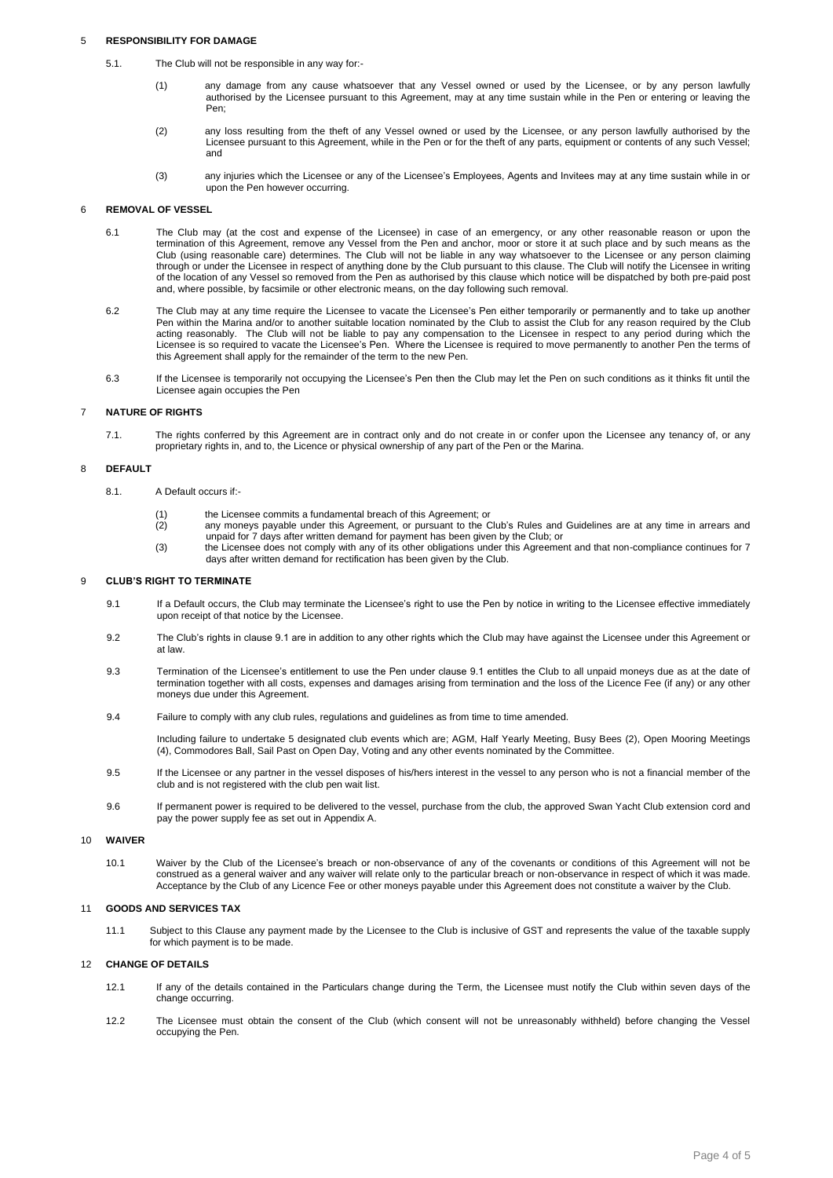## 5 RESPONSIBILITY FOR DAMAGE

5.1. The Club will not be responsible in any way for:-

(1) any damage from any cause whatsoever that any Vessel owned or used by the Licensee, or by any person lawfully authorised by the Licensee pursuant to this Agreement, may at any time sustain while in the Pen or entering or leaving the Pen;

(2) any loss resulting from the theft of any Vessel owned or used by the Licensee, or any person lawfully authorised by the Licensee pursuant to this Agreement, while in the Pen or for the theft of any parts, equipment or contents of any such Vessel; and

(3) any injuries which the Licensee or any of the Licensee's Employees, Agents and Invitees may at any time sustain while in or upon the Pen however occurring.

## 6 REMOVAL OF VESSEL

6.1 The Club may (at the cost and expense of the Licensee) in case of an emergency, or any other reasonable reason or upon the termination of this Agreement, remove any Vessel from the Pen and anchor, moor or store it at such place and by such means as the Club (using reasonable care) determines. The Club will not be liable in any way whatsoever to the Licensee or any person claiming through or under the Licensee in respect of anything done by the Club pursuant to this clause. The Club will notify the Licensee in writing of the location of any Vessel so removed from the Pen as authorised by this clause which notice will be dispatched by both pre-paid post and, where possible, by facsimile or other electronic means, on the day following such removal.

6.2 The Club may at any time require the Licensee to vacate the Licensee's Pen either temporarily or permanently and to take up another Pen within the Marina and/or to another suitable location nominated by the Club to assist the Club for any reason required by the Club acting reasonably. The Club will not be liable to pay any compensation to the Licensee in respect to any period during which the Licensee is so required to vacate the Licensee's Pen. Where the Licensee is required to move permanently to another Pen the terms of this Agreement shall apply for the remainder of the term to the new Pen.

6.3 If the Licensee is temporarily not occupying the Licensee's Pen then the Club may let the Pen on such conditions as it thinks fit until the Licensee again occupies the Pen

## 7 NATURE OF RIGHTS

7.1. The rights conferred by this Agreement are in contract only and do not create in or confer upon the Licensee any tenancy of, or any proprietary rights in, and to, the Licence or physical ownership of any part of the Pen or the Marina.

## 8 DEFAULT

8.1. A Default occurs if:-

(1) the Licensee commits a fundamental breach of this Agreement; or
(2) any moneys payable under this Agreement, or pursuant to the Club's Rules and Guidelines are at any time in arrears and unpaid for 7 days after written demand for payment has been given by the Club; or
(3) the Licensee does not comply with any of its other obligations under this Agreement and that non-compliance continues for 7 days after written demand for rectification has been given by the Club.

## 9 CLUB'S RIGHT TO TERMINATE

9.1 If a Default occurs, the Club may terminate the Licensee's right to use the Pen by notice in writing to the Licensee effective immediately upon receipt of that notice by the Licensee.

9.2 The Club's rights in clause 9.1 are in addition to any other rights which the Club may have against the Licensee under this Agreement or at law.

9.3 Termination of the Licensee's entitlement to use the Pen under clause 9.1 entitles the Club to all unpaid moneys due as at the date of termination together with all costs, expenses and damages arising from termination and the loss of the Licence Fee (if any) or any other moneys due under this Agreement.

9.4 Failure to comply with any club rules, regulations and guidelines as from time to time amended.

Including failure to undertake 5 designated club events which are; AGM, Half Yearly Meeting, Busy Bees (2), Open Mooring Meetings (4), Commodores Ball, Sail Past on Open Day, Voting and any other events nominated by the Committee.

9.5 If the Licensee or any partner in the vessel disposes of his/hers interest in the vessel to any person who is not a financial member of the club and is not registered with the club pen wait list.

9.6 If permanent power is required to be delivered to the vessel, purchase from the club, the approved Swan Yacht Club extension cord and pay the power supply fee as set out in Appendix A.

## 10 WAIVER

10.1 Waiver by the Club of the Licensee's breach or non-observance of any of the covenants or conditions of this Agreement will not be construed as a general waiver and any waiver will relate only to the particular breach or non-observance in respect of which it was made. Acceptance by the Club of any Licence Fee or other moneys payable under this Agreement does not constitute a waiver by the Club.

## 11 GOODS AND SERVICES TAX

11.1 Subject to this Clause any payment made by the Licensee to the Club is inclusive of GST and represents the value of the taxable supply for which payment is to be made.

## 12 CHANGE OF DETAILS

12.1 If any of the details contained in the Particulars change during the Term, the Licensee must notify the Club within seven days of the change occurring.

12.2 The Licensee must obtain the consent of the Club (which consent will not be unreasonably withheld) before changing the Vessel occupying the Pen.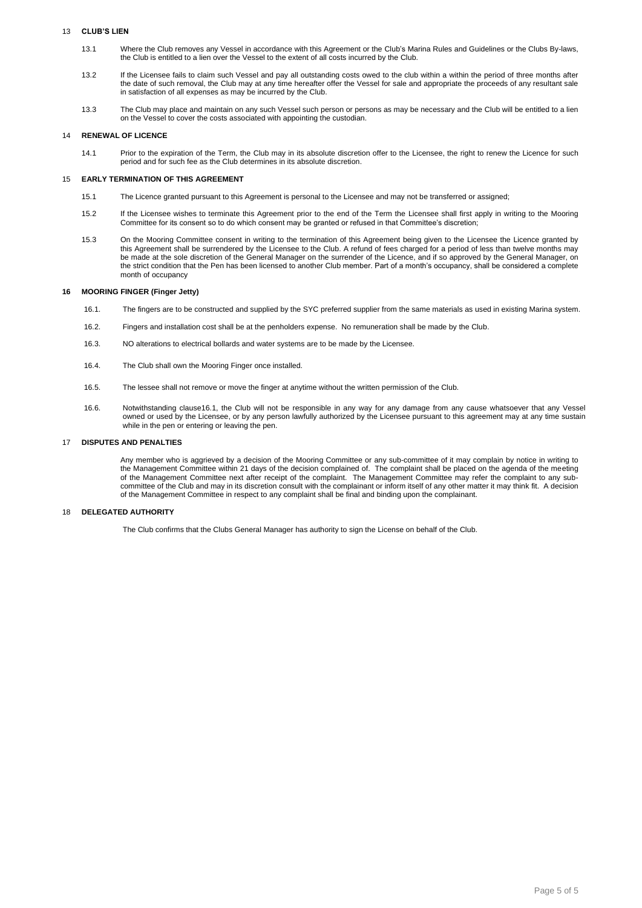## 13 CLUB'S LIEN

13.1 Where the Club removes any Vessel in accordance with this Agreement or the Club's Marina Rules and Guidelines or the Clubs By-laws, the Club is entitled to a lien over the Vessel to the extent of all costs incurred by the Club.

13.2 If the Licensee fails to claim such Vessel and pay all outstanding costs owed to the club within a within the period of three months after the date of such removal, the Club may at any time hereafter offer the Vessel for sale and appropriate the proceeds of any resultant sale in satisfaction of all expenses as may be incurred by the Club.

13.3 The Club may place and maintain on any such Vessel such person or persons as may be necessary and the Club will be entitled to a lien on the Vessel to cover the costs associated with appointing the custodian.

## 14 RENEWAL OF LICENCE

14.1 Prior to the expiration of the Term, the Club may in its absolute discretion offer to the Licensee, the right to renew the Licence for such period and for such fee as the Club determines in its absolute discretion.

## 15 EARLY TERMINATION OF THIS AGREEMENT

15.1 The Licence granted pursuant to this Agreement is personal to the Licensee and may not be transferred or assigned;

15.2 If the Licensee wishes to terminate this Agreement prior to the end of the Term the Licensee shall first apply in writing to the Mooring Committee for its consent so to do which consent may be granted or refused in that Committee's discretion;

15.3 On the Mooring Committee consent in writing to the termination of this Agreement being given to the Licensee the Licence granted by this Agreement shall be surrendered by the Licensee to the Club. A refund of fees charged for a period of less than twelve months may be made at the sole discretion of the General Manager on the surrender of the Licence, and if so approved by the General Manager, on the strict condition that the Pen has been licensed to another Club member. Part of a month's occupancy, shall be considered a complete month of occupancy

## 16 MOORING FINGER (Finger Jetty)

16.1. The fingers are to be constructed and supplied by the SYC preferred supplier from the same materials as used in existing Marina system.

16.2. Fingers and installation cost shall be at the penholders expense. No remuneration shall be made by the Club.

16.3. NO alterations to electrical bollards and water systems are to be made by the Licensee.

16.4. The Club shall own the Mooring Finger once installed.

16.5. The lessee shall not remove or move the finger at anytime without the written permission of the Club.

16.6. Notwithstanding clause16.1, the Club will not be responsible in any way for any damage from any cause whatsoever that any Vessel owned or used by the Licensee, or by any person lawfully authorized by the Licensee pursuant to this agreement may at any time sustain while in the pen or entering or leaving the pen.

## 17 DISPUTES AND PENALTIES

Any member who is aggrieved by a decision of the Mooring Committee or any sub-committee of it may complain by notice in writing to the Management Committee within 21 days of the decision complained of. The complaint shall be placed on the agenda of the meeting of the Management Committee next after receipt of the complaint. The Management Committee may refer the complaint to any sub-committee of the Club and may in its discretion consult with the complainant or inform itself of any other matter it may think fit. A decision of the Management Committee in respect to any complaint shall be final and binding upon the complainant.

## 18 DELEGATED AUTHORITY

The Club confirms that the Clubs General Manager has authority to sign the License on behalf of the Club.